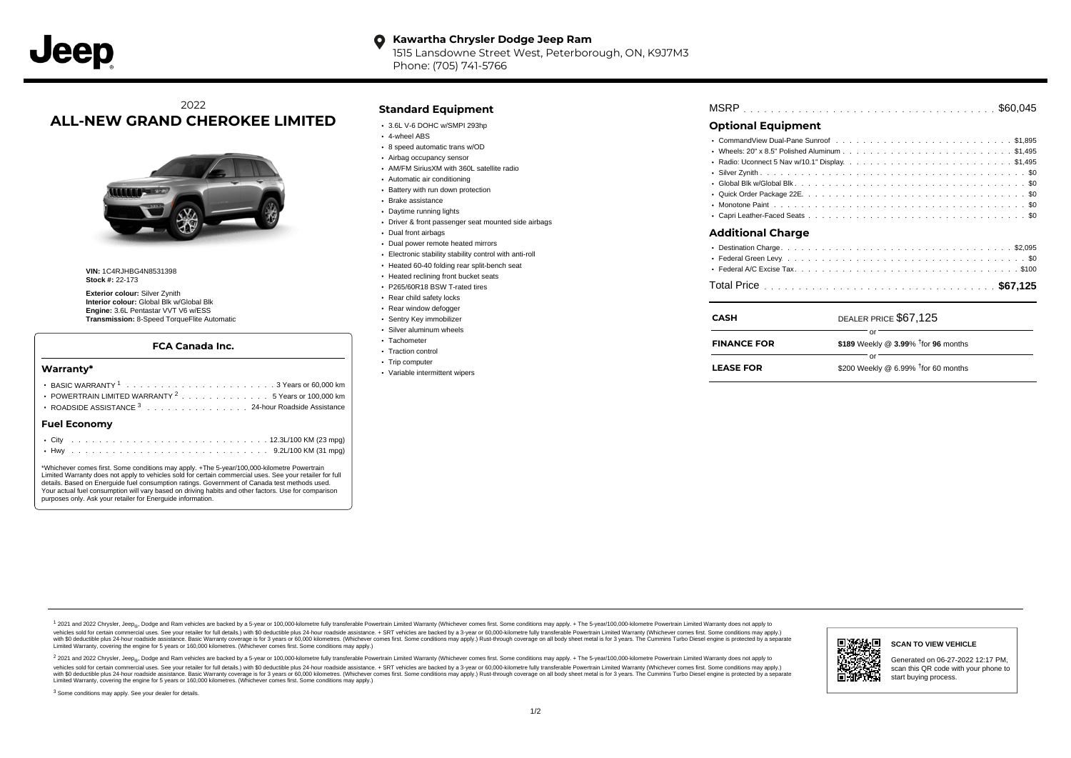Jeep

**Kawartha Chrysler Dodge Jeep Ram**
1515 Lansdowne Street West, Peterborough, ON, K9J7M3
Phone: (705) 741-5766

2022
# ALL-NEW GRAND CHEROKEE LIMITED

**VIN:** 1C4RJHBG4N8531398
**Stock #:** 22-173

**Exterior colour:** Silver Zynith
**Interior colour:** Global Blk w/Global Blk
**Engine:** 3.6L Pentastar VVT V6 w/ESS
**Transmission:** 8-Speed TorqueFlite Automatic

### FCA Canada Inc.

### Warranty*

- BASIC WARRANTY [1] . . . . . . . . . . 3 Years or 60,000 km
- POWERTRAIN LIMITED WARRANTY [2] . . . . . . . . . . 5 Years or 100,000 km
- ROADSIDE ASSISTANCE [3] . . . . . . . . . . 24-hour Roadside Assistance

### Fuel Economy

- City . . . . . . . . . . 12.3L/100 KM (23 mpg)
- Hwy . . . . . . . . . . 9.2L/100 KM (31 mpg)

*Whichever comes first. Some conditions may apply. +The 5-year/100,000-kilometre Powertrain Limited Warranty does not apply to vehicles sold for certain commercial uses. See your retailer for full details. Based on Energuide fuel consumption ratings. Government of Canada test methods used. Your actual fuel consumption will vary based on driving habits and other factors. Use for comparison purposes only. Ask your retailer for Energuide information.

## Standard Equipment

- 3.6L V-6 DOHC w/SMPI 293hp
- 4-wheel ABS
- 8 speed automatic trans w/OD
- Airbag occupancy sensor
- AM/FM SiriusXM with 360L satellite radio
- Automatic air conditioning
- Battery with run down protection
- Brake assistance
- Daytime running lights
- Driver & front passenger seat mounted side airbags
- Dual front airbags
- Dual power remote heated mirrors
- Electronic stability stability control with anti-roll
- Heated 60-40 folding rear split-bench seat
- Heated reclining front bucket seats
- P265/60R18 BSW T-rated tires
- Rear child safety locks
- Rear window defogger
- Sentry Key immobilizer
- Silver aluminum wheels
- Tachometer
- Traction control
- Trip computer
- Variable intermittent wipers

MSRP . . . . . . . . . . $60,045

## Optional Equipment

- CommandView Dual-Pane Sunroof . . . . . . . . . . $1,895
- Wheels: 20" x 8.5" Polished Aluminum . . . . . . . . . . $1,495
- Radio: Uconnect 5 Nav w/10.1" Display. . . . . . . . . . . $1,495
- Silver Zynith . . . . . . . . . . $0
- Global Blk w/Global Blk . . . . . . . . . . $0
- Quick Order Package 22E. . . . . . . . . . . $0
- Monotone Paint . . . . . . . . . . $0
- Capri Leather-Faced Seats . . . . . . . . . . $0

## Additional Charge

- Destination Charge. . . . . . . . . . . $2,095
- Federal Green Levy . . . . . . . . . . $0
- Federal A/C Excise Tax. . . . . . . . . . . $100

Total Price . . . . . . . . . . **$67,125**

| | |
|---|---|
| **CASH** | DEALER PRICE $67,125 |
| | or |
| **FINANCE FOR** | **$189** Weekly @ **3.99**% †for **96** months |
| | or |
| **LEASE FOR** | $200 Weekly @ 6.99% †for 60 months |

[1] 2021 and 2022 Chrysler, Jeep®, Dodge and Ram vehicles are backed by a 5-year or 100,000-kilometre fully transferable Powertrain Limited Warranty (Whichever comes first. Some conditions may apply. + The 5-year/100,000-kilometre Powertrain Limited Warranty does not apply to vehicles sold for certain commercial uses. See your retailer for full details.) with $0 deductible plus 24-hour roadside assistance. + SRT vehicles are backed by a 3-year or 60,000-kilometre fully transferable Powertrain Limited Warranty (Whichever comes first. Some conditions may apply.) with $0 deductible plus 24-hour roadside assistance. Basic Warranty coverage is for 3 years or 60,000 kilometres. (Whichever comes first. Some conditions may apply.) Rust-through coverage on all body sheet metal is for 3 years. The Cummins Turbo Diesel engine is protected by a separate Limited Warranty, covering the engine for 5 years or 160,000 kilometres. (Whichever comes first. Some conditions may apply.)

[2] 2021 and 2022 Chrysler, Jeep®, Dodge and Ram vehicles are backed by a 5-year or 100,000-kilometre fully transferable Powertrain Limited Warranty (Whichever comes first. Some conditions may apply. + The 5-year/100,000-kilometre Powertrain Limited Warranty does not apply to vehicles sold for certain commercial uses. See your retailer for full details.) with $0 deductible plus 24-hour roadside assistance. + SRT vehicles are backed by a 3-year or 60,000-kilometre fully transferable Powertrain Limited Warranty (Whichever comes first. Some conditions may apply.) with $0 deductible plus 24-hour roadside assistance. Basic Warranty coverage is for 3 years or 60,000 kilometres. (Whichever comes first. Some conditions may apply.) Rust-through coverage on all body sheet metal is for 3 years. The Cummins Turbo Diesel engine is protected by a separate Limited Warranty, covering the engine for 5 years or 160,000 kilometres. (Whichever comes first. Some conditions may apply.)

[3] Some conditions may apply. See your dealer for details.

**SCAN TO VIEW VEHICLE**

Generated on 06-27-2022 12:17 PM, scan this QR code with your phone to start buying process.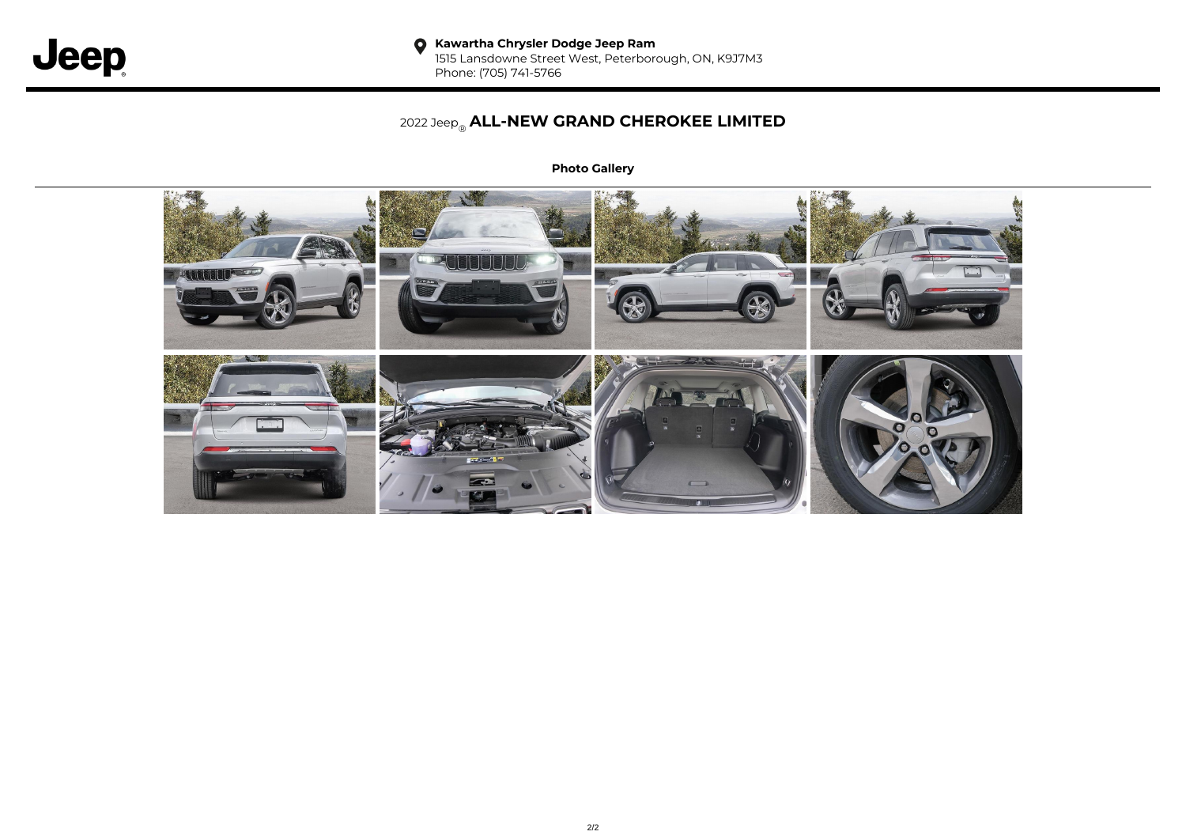Jeep

**Kawartha Chrysler Dodge Jeep Ram**
1515 Lansdowne Street West, Peterborough, ON, K9J7M3
Phone: (705) 741-5766

# 2022 Jeep® ALL-NEW GRAND CHEROKEE LIMITED

**Photo Gallery**